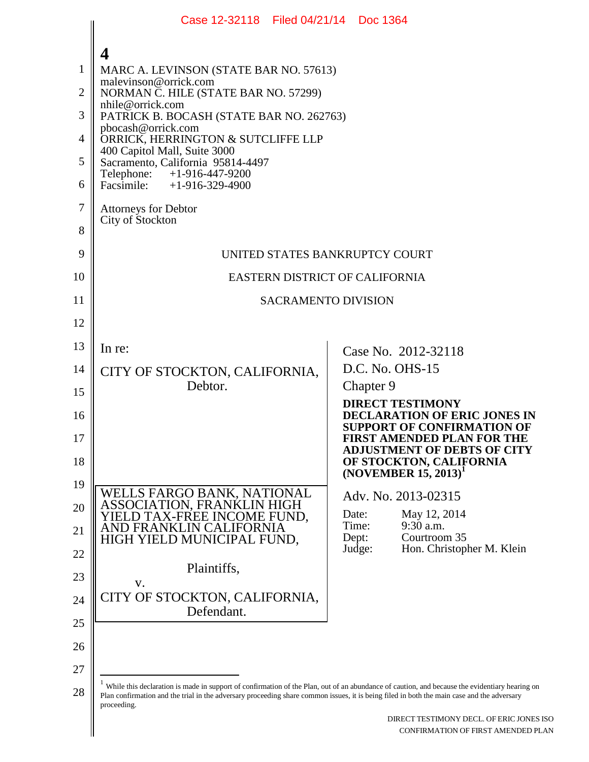MARC A. LEVINSON (STATE BAR NO. 57613)
malevinson@orrick.com
NORMAN C. HILE (STATE BAR NO. 57299)
nhile@orrick.com
PATRICK B. BOCASH (STATE BAR NO. 262763)
pbocash@orrick.com
ORRICK, HERRINGTON & SUTCLIFFE LLP
400 Capitol Mall, Suite 3000
Sacramento, California 95814-4497
Telephone: +1-916-447-9200
Facsimile: +1-916-329-4900

Attorneys for Debtor
City of Stockton

UNITED STATES BANKRUPTCY COURT

EASTERN DISTRICT OF CALIFORNIA

SACRAMENTO DIVISION

| | |
|---|---|
| In re:<br><br>CITY OF STOCKTON, CALIFORNIA,<br>Debtor. | Case No. 2012-32118<br>D.C. No. OHS-15<br>Chapter 9<br>**DIRECT TESTIMONY DECLARATION OF ERIC JONES IN SUPPORT OF CONFIRMATION OF FIRST AMENDED PLAN FOR THE ADJUSTMENT OF DEBTS OF CITY OF STOCKTON, CALIFORNIA (NOVEMBER 15, 2013)**[1] |
| WELLS FARGO BANK, NATIONAL ASSOCIATION, FRANKLIN HIGH YIELD TAX-FREE INCOME FUND, AND FRANKLIN CALIFORNIA HIGH YIELD MUNICIPAL FUND,<br><br>Plaintiffs,<br>v.<br>CITY OF STOCKTON, CALIFORNIA,<br>Defendant. | Adv. No. 2013-02315<br><br>Date: May 12, 2014<br>Time: 9:30 a.m.<br>Dept: Courtroom 35<br>Judge: Hon. Christopher M. Klein |

[1] While this declaration is made in support of confirmation of the Plan, out of an abundance of caution, and because the evidentiary hearing on Plan confirmation and the trial in the adversary proceeding share common issues, it is being filed in both the main case and the adversary proceeding.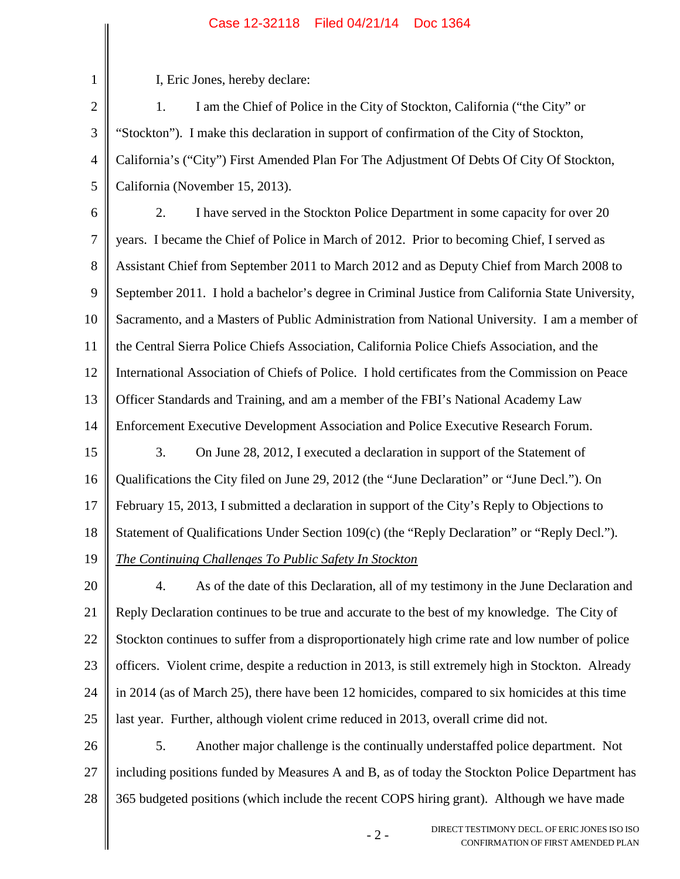I, Eric Jones, hereby declare:

1. I am the Chief of Police in the City of Stockton, California ("the City" or "Stockton"). I make this declaration in support of confirmation of the City of Stockton, California's ("City") First Amended Plan For The Adjustment Of Debts Of City Of Stockton, California (November 15, 2013).

2. I have served in the Stockton Police Department in some capacity for over 20 years. I became the Chief of Police in March of 2012. Prior to becoming Chief, I served as Assistant Chief from September 2011 to March 2012 and as Deputy Chief from March 2008 to September 2011. I hold a bachelor's degree in Criminal Justice from California State University, Sacramento, and a Masters of Public Administration from National University. I am a member of the Central Sierra Police Chiefs Association, California Police Chiefs Association, and the International Association of Chiefs of Police. I hold certificates from the Commission on Peace Officer Standards and Training, and am a member of the FBI's National Academy Law Enforcement Executive Development Association and Police Executive Research Forum.

3. On June 28, 2012, I executed a declaration in support of the Statement of Qualifications the City filed on June 29, 2012 (the "June Declaration" or "June Decl."). On February 15, 2013, I submitted a declaration in support of the City's Reply to Objections to Statement of Qualifications Under Section 109(c) (the "Reply Declaration" or "Reply Decl.").

*The Continuing Challenges To Public Safety In Stockton*

4. As of the date of this Declaration, all of my testimony in the June Declaration and Reply Declaration continues to be true and accurate to the best of my knowledge. The City of Stockton continues to suffer from a disproportionately high crime rate and low number of police officers. Violent crime, despite a reduction in 2013, is still extremely high in Stockton. Already in 2014 (as of March 25), there have been 12 homicides, compared to six homicides at this time last year. Further, although violent crime reduced in 2013, overall crime did not.

5. Another major challenge is the continually understaffed police department. Not including positions funded by Measures A and B, as of today the Stockton Police Department has 365 budgeted positions (which include the recent COPS hiring grant). Although we have made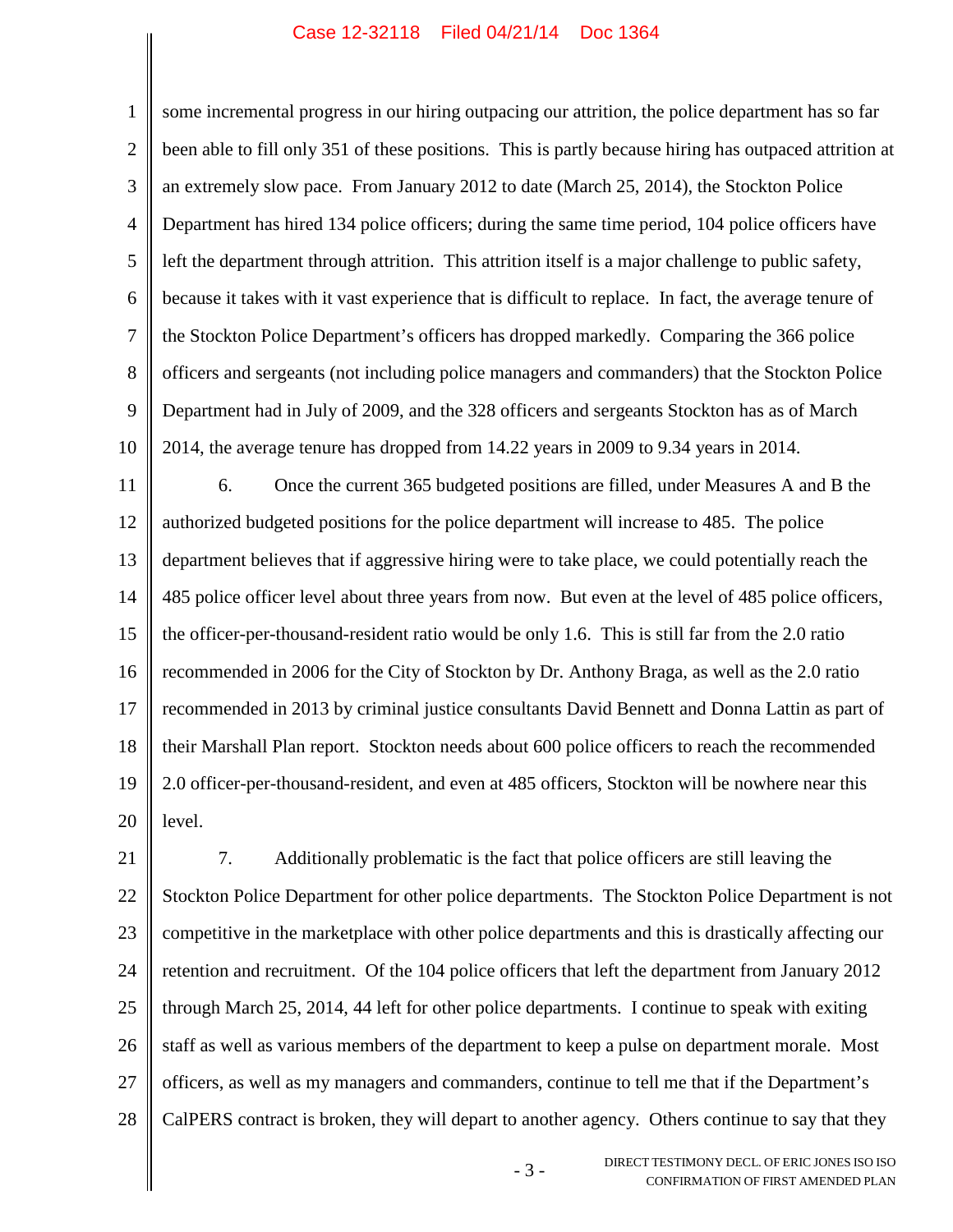some incremental progress in our hiring outpacing our attrition, the police department has so far been able to fill only 351 of these positions. This is partly because hiring has outpaced attrition at an extremely slow pace. From January 2012 to date (March 25, 2014), the Stockton Police Department has hired 134 police officers; during the same time period, 104 police officers have left the department through attrition. This attrition itself is a major challenge to public safety, because it takes with it vast experience that is difficult to replace. In fact, the average tenure of the Stockton Police Department's officers has dropped markedly. Comparing the 366 police officers and sergeants (not including police managers and commanders) that the Stockton Police Department had in July of 2009, and the 328 officers and sergeants Stockton has as of March 2014, the average tenure has dropped from 14.22 years in 2009 to 9.34 years in 2014.

6. Once the current 365 budgeted positions are filled, under Measures A and B the authorized budgeted positions for the police department will increase to 485. The police department believes that if aggressive hiring were to take place, we could potentially reach the 485 police officer level about three years from now. But even at the level of 485 police officers, the officer-per-thousand-resident ratio would be only 1.6. This is still far from the 2.0 ratio recommended in 2006 for the City of Stockton by Dr. Anthony Braga, as well as the 2.0 ratio recommended in 2013 by criminal justice consultants David Bennett and Donna Lattin as part of their Marshall Plan report. Stockton needs about 600 police officers to reach the recommended 2.0 officer-per-thousand-resident, and even at 485 officers, Stockton will be nowhere near this level.

7. Additionally problematic is the fact that police officers are still leaving the Stockton Police Department for other police departments. The Stockton Police Department is not competitive in the marketplace with other police departments and this is drastically affecting our retention and recruitment. Of the 104 police officers that left the department from January 2012 through March 25, 2014, 44 left for other police departments. I continue to speak with exiting staff as well as various members of the department to keep a pulse on department morale. Most officers, as well as my managers and commanders, continue to tell me that if the Department's CalPERS contract is broken, they will depart to another agency. Others continue to say that they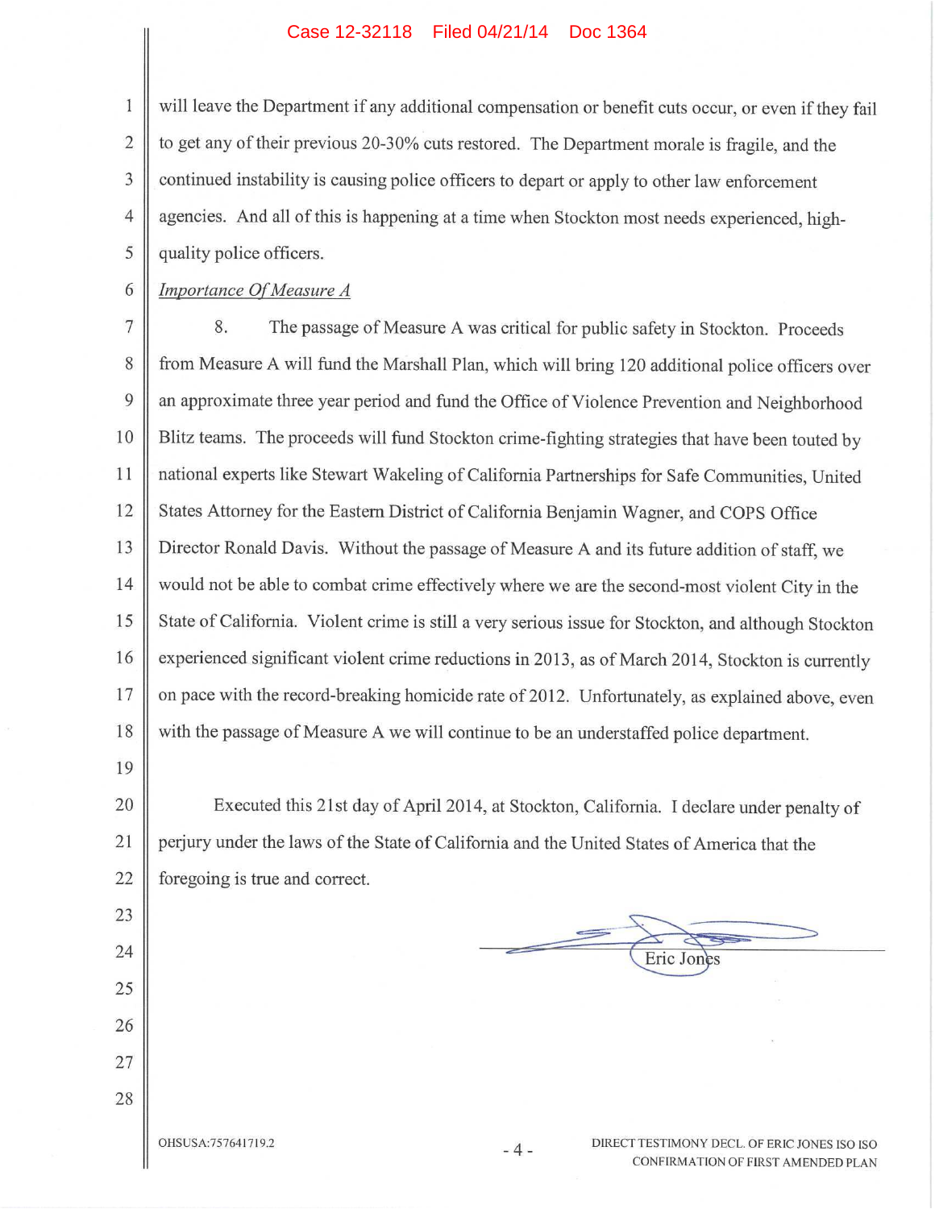will leave the Department if any additional compensation or benefit cuts occur, or even if they fail to get any of their previous 20-30% cuts restored. The Department morale is fragile, and the continued instability is causing police officers to depart or apply to other law enforcement agencies. And all of this is happening at a time when Stockton most needs experienced, high-quality police officers.

*Importance Of Measure A*

8. The passage of Measure A was critical for public safety in Stockton. Proceeds from Measure A will fund the Marshall Plan, which will bring 120 additional police officers over an approximate three year period and fund the Office of Violence Prevention and Neighborhood Blitz teams. The proceeds will fund Stockton crime-fighting strategies that have been touted by national experts like Stewart Wakeling of California Partnerships for Safe Communities, United States Attorney for the Eastern District of California Benjamin Wagner, and COPS Office Director Ronald Davis. Without the passage of Measure A and its future addition of staff, we would not be able to combat crime effectively where we are the second-most violent City in the State of California. Violent crime is still a very serious issue for Stockton, and although Stockton experienced significant violent crime reductions in 2013, as of March 2014, Stockton is currently on pace with the record-breaking homicide rate of 2012. Unfortunately, as explained above, even with the passage of Measure A we will continue to be an understaffed police department.

Executed this 21st day of April 2014, at Stockton, California. I declare under penalty of perjury under the laws of the State of California and the United States of America that the foregoing is true and correct.

Eric Jones

OHSUSA:757641719.2

DIRECT TESTIMONY DECL. OF ERIC JONES ISO ISO CONFIRMATION OF FIRST AMENDED PLAN